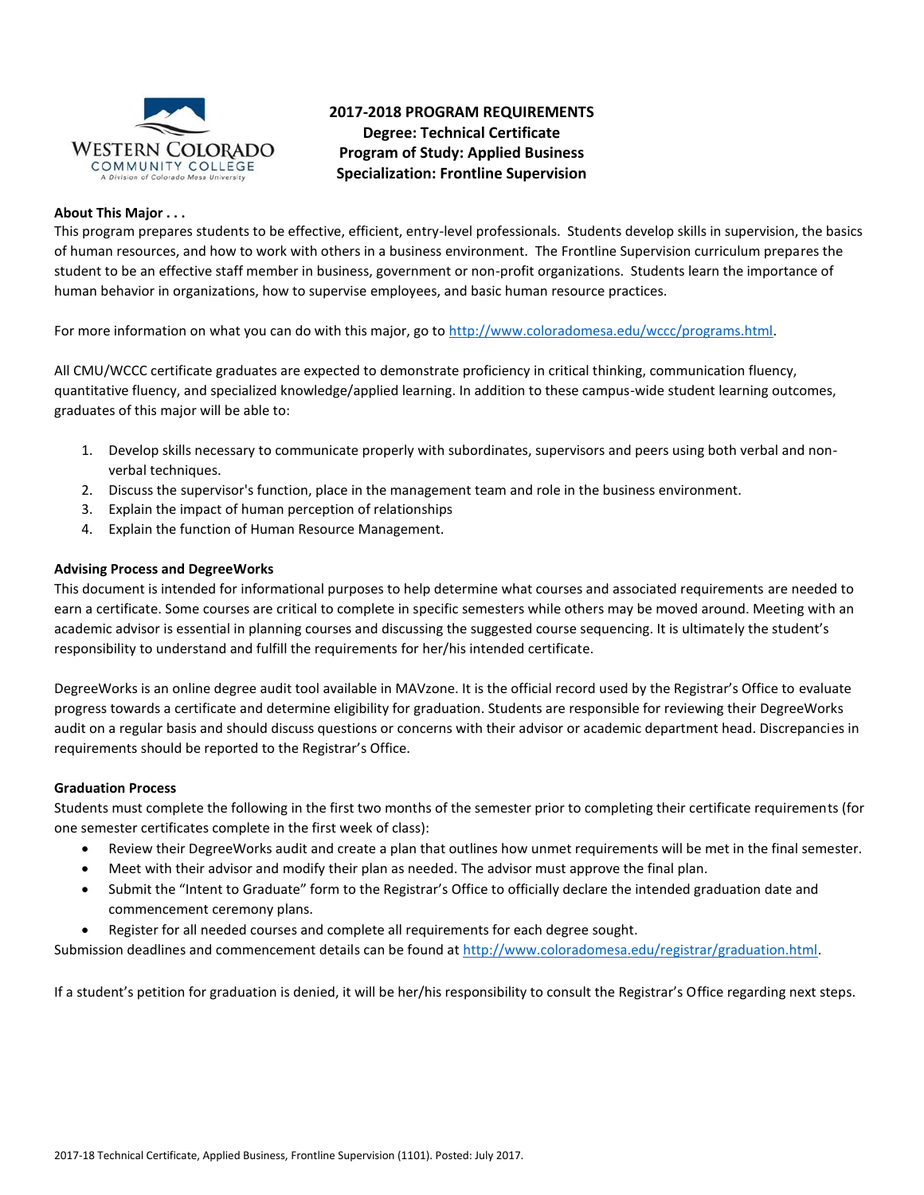# 2017-2018 PROGRAM REQUIREMENTS
## Degree: Technical Certificate
## Program of Study: Applied Business
## Specialization: Frontline Supervision

**About This Major . . .**

This program prepares students to be effective, efficient, entry-level professionals. Students develop skills in supervision, the basics of human resources, and how to work with others in a business environment. The Frontline Supervision curriculum prepares the student to be an effective staff member in business, government or non-profit organizations. Students learn the importance of human behavior in organizations, how to supervise employees, and basic human resource practices.

For more information on what you can do with this major, go to http://www.coloradomesa.edu/wccc/programs.html.

All CMU/WCCC certificate graduates are expected to demonstrate proficiency in critical thinking, communication fluency, quantitative fluency, and specialized knowledge/applied learning. In addition to these campus-wide student learning outcomes, graduates of this major will be able to:

1. Develop skills necessary to communicate properly with subordinates, supervisors and peers using both verbal and non-verbal techniques.
2. Discuss the supervisor's function, place in the management team and role in the business environment.
3. Explain the impact of human perception of relationships
4. Explain the function of Human Resource Management.

**Advising Process and DegreeWorks**

This document is intended for informational purposes to help determine what courses and associated requirements are needed to earn a certificate. Some courses are critical to complete in specific semesters while others may be moved around. Meeting with an academic advisor is essential in planning courses and discussing the suggested course sequencing. It is ultimately the student's responsibility to understand and fulfill the requirements for her/his intended certificate.

DegreeWorks is an online degree audit tool available in MAVzone. It is the official record used by the Registrar's Office to evaluate progress towards a certificate and determine eligibility for graduation. Students are responsible for reviewing their DegreeWorks audit on a regular basis and should discuss questions or concerns with their advisor or academic department head. Discrepancies in requirements should be reported to the Registrar's Office.

**Graduation Process**

Students must complete the following in the first two months of the semester prior to completing their certificate requirements (for one semester certificates complete in the first week of class):

- Review their DegreeWorks audit and create a plan that outlines how unmet requirements will be met in the final semester.
- Meet with their advisor and modify their plan as needed. The advisor must approve the final plan.
- Submit the "Intent to Graduate" form to the Registrar's Office to officially declare the intended graduation date and commencement ceremony plans.
- Register for all needed courses and complete all requirements for each degree sought.

Submission deadlines and commencement details can be found at http://www.coloradomesa.edu/registrar/graduation.html.

If a student's petition for graduation is denied, it will be her/his responsibility to consult the Registrar's Office regarding next steps.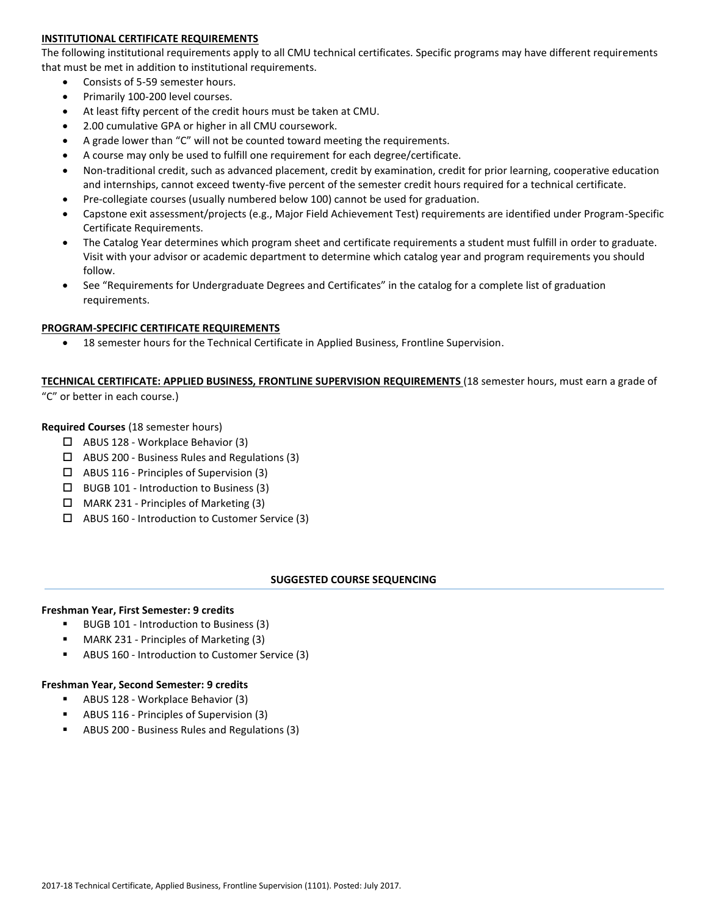**INSTITUTIONAL CERTIFICATE REQUIREMENTS**

The following institutional requirements apply to all CMU technical certificates. Specific programs may have different requirements that must be met in addition to institutional requirements.

- Consists of 5-59 semester hours.
- Primarily 100-200 level courses.
- At least fifty percent of the credit hours must be taken at CMU.
- 2.00 cumulative GPA or higher in all CMU coursework.
- A grade lower than "C" will not be counted toward meeting the requirements.
- A course may only be used to fulfill one requirement for each degree/certificate.
- Non-traditional credit, such as advanced placement, credit by examination, credit for prior learning, cooperative education and internships, cannot exceed twenty-five percent of the semester credit hours required for a technical certificate.
- Pre-collegiate courses (usually numbered below 100) cannot be used for graduation.
- Capstone exit assessment/projects (e.g., Major Field Achievement Test) requirements are identified under Program-Specific Certificate Requirements.
- The Catalog Year determines which program sheet and certificate requirements a student must fulfill in order to graduate. Visit with your advisor or academic department to determine which catalog year and program requirements you should follow.
- See "Requirements for Undergraduate Degrees and Certificates" in the catalog for a complete list of graduation requirements.

**PROGRAM-SPECIFIC CERTIFICATE REQUIREMENTS**

- 18 semester hours for the Technical Certificate in Applied Business, Frontline Supervision.

**TECHNICAL CERTIFICATE: APPLIED BUSINESS, FRONTLINE SUPERVISION REQUIREMENTS** (18 semester hours, must earn a grade of "C" or better in each course.)

**Required Courses** (18 semester hours)

- ☐ ABUS 128 - Workplace Behavior (3)
- ☐ ABUS 200 - Business Rules and Regulations (3)
- ☐ ABUS 116 - Principles of Supervision (3)
- ☐ BUGB 101 - Introduction to Business (3)
- ☐ MARK 231 - Principles of Marketing (3)
- ☐ ABUS 160 - Introduction to Customer Service (3)

**SUGGESTED COURSE SEQUENCING**

**Freshman Year, First Semester: 9 credits**

- BUGB 101 - Introduction to Business (3)
- MARK 231 - Principles of Marketing (3)
- ABUS 160 - Introduction to Customer Service (3)

**Freshman Year, Second Semester: 9 credits**

- ABUS 128 - Workplace Behavior (3)
- ABUS 116 - Principles of Supervision (3)
- ABUS 200 - Business Rules and Regulations (3)

2017-18 Technical Certificate, Applied Business, Frontline Supervision (1101). Posted: July 2017.